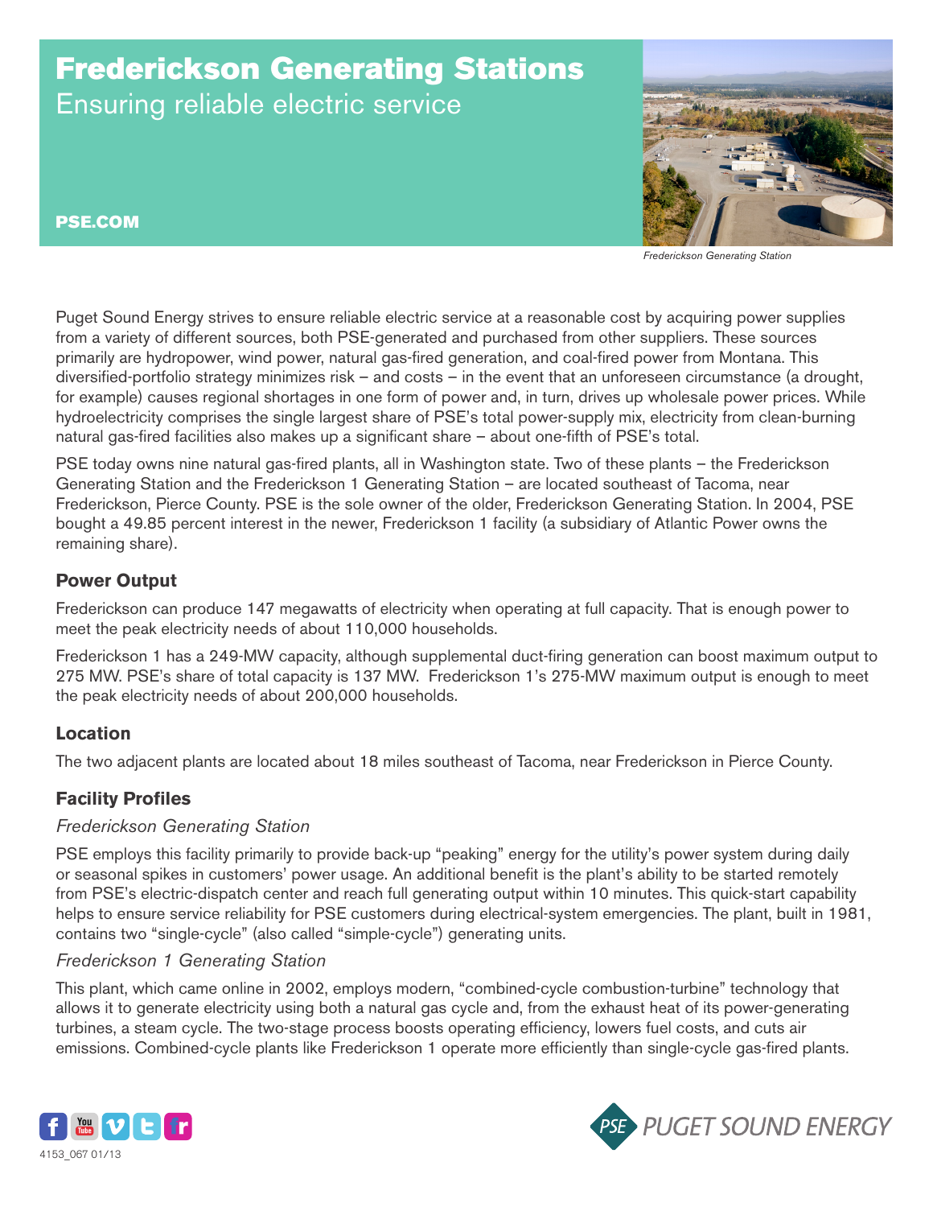# Frederickson Generating Stations

Ensuring reliable electric service

PSE.COM

*Frederickson Generating Station*

Puget Sound Energy strives to ensure reliable electric service at a reasonable cost by acquiring power supplies from a variety of different sources, both PSE-generated and purchased from other suppliers. These sources primarily are hydropower, wind power, natural gas-fired generation, and coal-fired power from Montana. This diversified-portfolio strategy minimizes risk – and costs – in the event that an unforeseen circumstance (a drought, for example) causes regional shortages in one form of power and, in turn, drives up wholesale power prices. While hydroelectricity comprises the single largest share of PSE's total power-supply mix, electricity from clean-burning natural gas-fired facilities also makes up a significant share – about one-fifth of PSE's total.

PSE today owns nine natural gas-fired plants, all in Washington state. Two of these plants – the Frederickson Generating Station and the Frederickson 1 Generating Station – are located southeast of Tacoma, near Frederickson, Pierce County. PSE is the sole owner of the older, Frederickson Generating Station. In 2004, PSE bought a 49.85 percent interest in the newer, Frederickson 1 facility (a subsidiary of Atlantic Power owns the remaining share).

## Power Output

Frederickson can produce 147 megawatts of electricity when operating at full capacity. That is enough power to meet the peak electricity needs of about 110,000 households.

Frederickson 1 has a 249-MW capacity, although supplemental duct-firing generation can boost maximum output to 275 MW. PSE's share of total capacity is 137 MW. Frederickson 1's 275-MW maximum output is enough to meet the peak electricity needs of about 200,000 households.

## Location

The two adjacent plants are located about 18 miles southeast of Tacoma, near Frederickson in Pierce County.

## Facility Profiles

### *Frederickson Generating Station*

PSE employs this facility primarily to provide back-up "peaking" energy for the utility's power system during daily or seasonal spikes in customers' power usage. An additional benefit is the plant's ability to be started remotely from PSE's electric-dispatch center and reach full generating output within 10 minutes. This quick-start capability helps to ensure service reliability for PSE customers during electrical-system emergencies. The plant, built in 1981, contains two "single-cycle" (also called "simple-cycle") generating units.

### *Frederickson 1 Generating Station*

This plant, which came online in 2002, employs modern, "combined-cycle combustion-turbine" technology that allows it to generate electricity using both a natural gas cycle and, from the exhaust heat of its power-generating turbines, a steam cycle. The two-stage process boosts operating efficiency, lowers fuel costs, and cuts air emissions. Combined-cycle plants like Frederickson 1 operate more efficiently than single-cycle gas-fired plants.

4153_067 01/13

PUGET SOUND ENERGY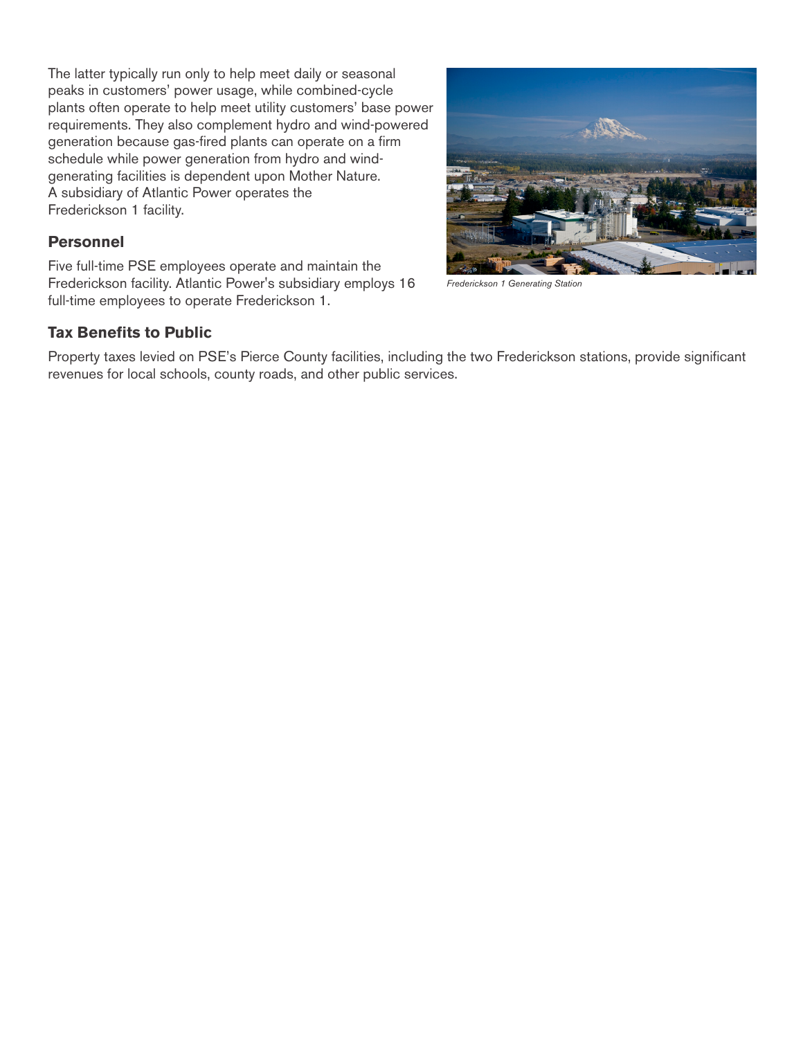The latter typically run only to help meet daily or seasonal peaks in customers' power usage, while combined-cycle plants often operate to help meet utility customers' base power requirements. They also complement hydro and wind-powered generation because gas-fired plants can operate on a firm schedule while power generation from hydro and wind-generating facilities is dependent upon Mother Nature. A subsidiary of Atlantic Power operates the Frederickson 1 facility.

*Frederickson 1 Generating Station*

### Personnel

Five full-time PSE employees operate and maintain the Frederickson facility. Atlantic Power's subsidiary employs 16 full-time employees to operate Frederickson 1.

### Tax Benefits to Public

Property taxes levied on PSE's Pierce County facilities, including the two Frederickson stations, provide significant revenues for local schools, county roads, and other public services.